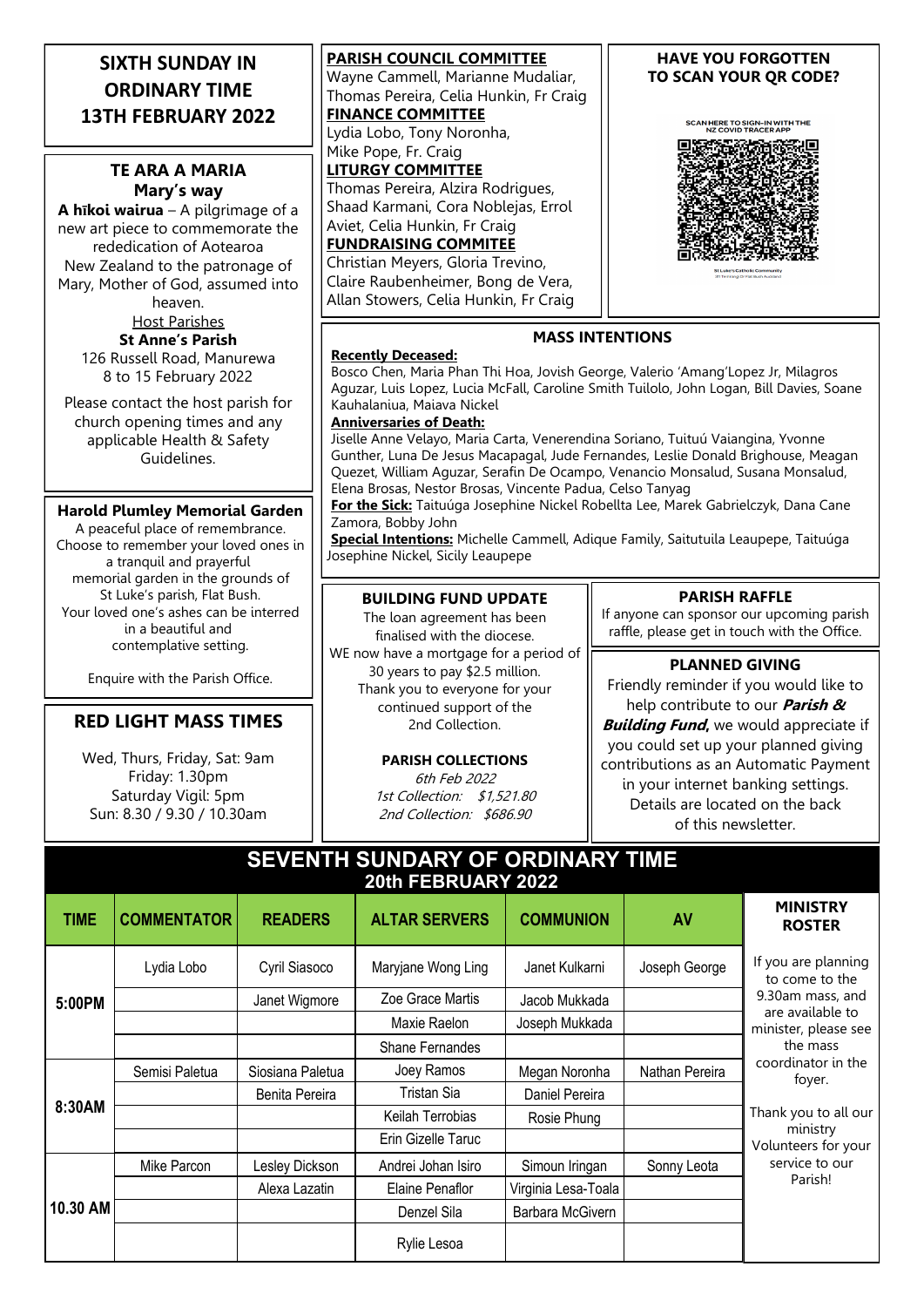## SIXTH SUNDAY IN ORDINARY TIME 13TH FEBRUARY 2022

### TE ARA A MARIA
**Mary's way**

**A hīkoi wairua** – A pilgrimage of a new art piece to commemorate the rededication of Aotearoa New Zealand to the patronage of Mary, Mother of God, assumed into heaven.

Host Parishes
**St Anne's Parish**
126 Russell Road, Manurewa
8 to 15 February 2022

Please contact the host parish for church opening times and any applicable Health & Safety Guidelines.

### Harold Plumley Memorial Garden

A peaceful place of remembrance. Choose to remember your loved ones in a tranquil and prayerful memorial garden in the grounds of St Luke's parish, Flat Bush. Your loved one's ashes can be interred in a beautiful and contemplative setting.

Enquire with the Parish Office.

### RED LIGHT MASS TIMES

Wed, Thurs, Friday, Sat: 9am
Friday: 1.30pm
Saturday Vigil: 5pm
Sun: 8.30 / 9.30 / 10.30am

**PARISH COUNCIL COMMITTEE**
Wayne Cammell, Marianne Mudaliar, Thomas Pereira, Celia Hunkin, Fr Craig

**FINANCE COMMITTEE**
Lydia Lobo, Tony Noronha, Mike Pope, Fr. Craig

**LITURGY COMMITTEE**
Thomas Pereira, Alzira Rodrigues, Shaad Karmani, Cora Noblejas, Errol Aviet, Celia Hunkin, Fr Craig

**FUNDRAISING COMMITEE**
Christian Meyers, Gloria Trevino, Claire Raubenheimer, Bong de Vera, Allan Stowers, Celia Hunkin, Fr Craig

### HAVE YOU FORGOTTEN TO SCAN YOUR QR CODE?

### MASS INTENTIONS

**Recently Deceased:**
Bosco Chen, Maria Phan Thi Hoa, Jovish George, Valerio 'Amang'Lopez Jr, Milagros Aguzar, Luis Lopez, Lucia McFall, Caroline Smith Tuilolo, John Logan, Bill Davies, Soane Kauhalaniua, Maiava Nickel

**Anniversaries of Death:**
Jiselle Anne Velayo, Maria Carta, Venerendina Soriano, Tuituú Vaiangina, Yvonne Gunther, Luna De Jesus Macapagal, Jude Fernandes, Leslie Donald Brighouse, Meagan Quezet, William Aguzar, Serafin De Ocampo, Venancio Monsalud, Susana Monsalud, Elena Brosas, Nestor Brosas, Vincente Padua, Celso Tanyag

**For the Sick:** Taituúga Josephine Nickel Robellta Lee, Marek Gabrielczyk, Dana Cane Zamora, Bobby John

**Special Intentions:** Michelle Cammell, Adique Family, Saitutuila Leaupepe, Taituúga Josephine Nickel, Sicily Leaupepe

### BUILDING FUND UPDATE

The loan agreement has been finalised with the diocese. WE now have a mortgage for a period of 30 years to pay $2.5 million. Thank you to everyone for your continued support of the 2nd Collection.

### PARISH COLLECTIONS

*6th Feb 2022*
*1st Collection: $1,521.80*
*2nd Collection: $686.90*

### PARISH RAFFLE

If anyone can sponsor our upcoming parish raffle, please get in touch with the Office.

### PLANNED GIVING

Friendly reminder if you would like to help contribute to our ***Parish & Building Fund***, we would appreciate if you could set up your planned giving contributions as an Automatic Payment in your internet banking settings. Details are located on the back of this newsletter.

## SEVENTH SUNDARY OF ORDINARY TIME 20th FEBRUARY 2022

| TIME | COMMENTATOR | READERS | ALTAR SERVERS | COMMUNION | AV |
|---|---|---|---|---|---|
| 5:00PM | Lydia Lobo | Cyril Siasoco | Maryjane Wong Ling | Janet Kulkarni | Joseph George |
| | | Janet Wigmore | Zoe Grace Martis | Jacob Mukkada | |
| | | | Maxie Raelon | Joseph Mukkada | |
| | | | Shane Fernandes | | |
| 8:30AM | Semisi Paletua | Siosiana Paletua | Joey Ramos | Megan Noronha | Nathan Pereira |
| | | Benita Pereira | Tristan Sia | Daniel Pereira | |
| | | | Keilah Terrobias | Rosie Phung | |
| | | | Erin Gizelle Taruc | | |
| 10.30 AM | Mike Parcon | Lesley Dickson | Andrei Johan Isiro | Simoun Iringan | Sonny Leota |
| | | Alexa Lazatin | Elaine Penaflor | Virginia Lesa-Toala | |
| | | | Denzel Sila | Barbara McGivern | |
| | | | Rylie Lesoa | | |

### MINISTRY ROSTER

If you are planning to come to the 9.30am mass, and are available to minister, please see the mass coordinator in the foyer.

Thank you to all our ministry Volunteers for your service to our Parish!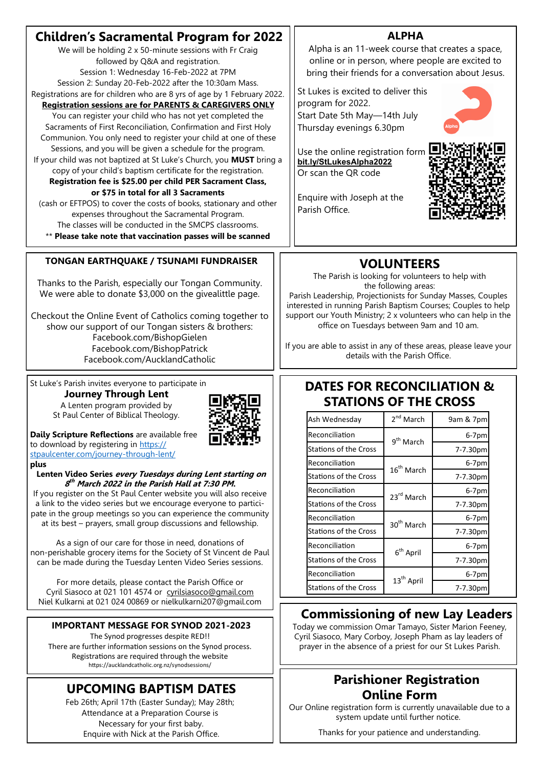## Children's Sacramental Program for 2022

We will be holding 2 x 50-minute sessions with Fr Craig followed by Q&A and registration.
Session 1: Wednesday 16-Feb-2022 at 7PM
Session 2: Sunday 20-Feb-2022 after the 10:30am Mass.
Registrations are for children who are 8 yrs of age by 1 February 2022.

**Registration sessions are for PARENTS & CAREGIVERS ONLY**

You can register your child who has not yet completed the Sacraments of First Reconciliation, Confirmation and First Holy Communion. You only need to register your child at one of these Sessions, and you will be given a schedule for the program.
If your child was not baptized at St Luke's Church, you **MUST** bring a copy of your child's baptism certificate for the registration.
**Registration fee is $25.00 per child PER Sacrament Class, or $75 in total for all 3 Sacraments**
(cash or EFTPOS) to cover the costs of books, stationary and other expenses throughout the Sacramental Program.
The classes will be conducted in the SMCPS classrooms.
** **Please take note that vaccination passes will be scanned**

## ALPHA

Alpha is an 11-week course that creates a space, online or in person, where people are excited to bring their friends for a conversation about Jesus.

St Lukes is excited to deliver this program for 2022.
Start Date 5th May—14th July
Thursday evenings 6.30pm

Use the online registration form **bit.ly/StLukesAlpha2022**
Or scan the QR code

Enquire with Joseph at the Parish Office.

### TONGAN EARTHQUAKE / TSUNAMI FUNDRAISER

Thanks to the Parish, especially our Tongan Community. We were able to donate $3,000 on the givealittle page.

Checkout the Online Event of Catholics coming together to show our support of our Tongan sisters & brothers:
Facebook.com/BishopGielen
Facebook.com/BishopPatrick
Facebook.com/AucklandCatholic

## VOLUNTEERS

The Parish is looking for volunteers to help with the following areas:
Parish Leadership, Projectionists for Sunday Masses, Couples interested in running Parish Baptism Courses; Couples to help support our Youth Ministry; 2 x volunteers who can help in the office on Tuesdays between 9am and 10 am.

If you are able to assist in any of these areas, please leave your details with the Parish Office.

St Luke's Parish invites everyone to participate in

**Journey Through Lent**

A Lenten program provided by St Paul Center of Biblical Theology.

**Daily Scripture Reflections** are available free to download by registering in https://stpaulcenter.com/journey-through-lent/
**plus**
**Lenten Video Series *every Tuesdays during Lent starting on 8th March 2022 in the Parish Hall at 7:30 PM.***
If you register on the St Paul Center website you will also receive a link to the video series but we encourage everyone to participate in the group meetings so you can experience the community at its best – prayers, small group discussions and fellowship.

As a sign of our care for those in need, donations of non-perishable grocery items for the Society of St Vincent de Paul can be made during the Tuesday Lenten Video Series sessions.

For more details, please contact the Parish Office or
Cyril Siasoco at 021 101 4574 or cyrilsiasoco@gmail.com
Niel Kulkarni at 021 024 00869 or nielkulkarni207@gmail.com

## DATES FOR RECONCILIATION & STATIONS OF THE CROSS

| | | |
|---|---|---|
| Ash Wednesday | 2nd March | 9am & 7pm |
| Reconciliation | 9th March | 6-7pm |
| Stations of the Cross | | 7-7.30pm |
| Reconciliation | 16th March | 6-7pm |
| Stations of the Cross | | 7-7.30pm |
| Reconciliation | 23rd March | 6-7pm |
| Stations of the Cross | | 7-7.30pm |
| Reconciliation | 30th March | 6-7pm |
| Stations of the Cross | | 7-7.30pm |
| Reconciliation | 6th April | 6-7pm |
| Stations of the Cross | | 7-7.30pm |
| Reconciliation | 13th April | 6-7pm |
| Stations of the Cross | | 7-7.30pm |

### IMPORTANT MESSAGE FOR SYNOD 2021-2023

The Synod progresses despite RED!!
There are further information sessions on the Synod process.
Registrations are required through the website
https://aucklandcatholic.org.nz/synodsessions/

## Commissioning of new Lay Leaders

Today we commission Omar Tamayo, Sister Marion Feeney, Cyril Siasoco, Mary Corboy, Joseph Pham as lay leaders of prayer in the absence of a priest for our St Lukes Parish.

## UPCOMING BAPTISM DATES

Feb 26th; April 17th (Easter Sunday); May 28th;
Attendance at a Preparation Course is Necessary for your first baby.
Enquire with Nick at the Parish Office.

## Parishioner Registration Online Form

Our Online registration form is currently unavailable due to a system update until further notice.

Thanks for your patience and understanding.